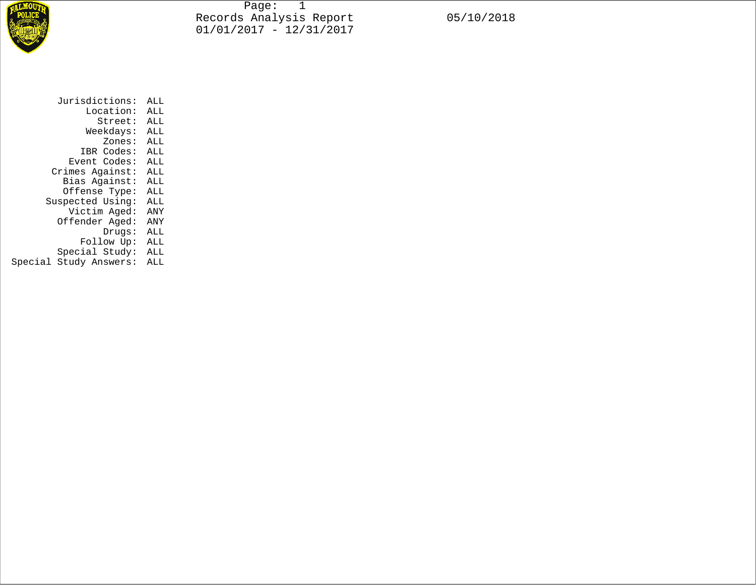# Records Analysis Report

01/01/2017 - 12/31/2017

05/10/2018

| | |
|---|---|
| Jurisdictions: | ALL |
| Location: | ALL |
| Street: | ALL |
| Weekdays: | ALL |
| Zones: | ALL |
| IBR Codes: | ALL |
| Event Codes: | ALL |
| Crimes Against: | ALL |
| Bias Against: | ALL |
| Offense Type: | ALL |
| Suspected Using: | ALL |
| Victim Aged: | ANY |
| Offender Aged: | ANY |
| Drugs: | ALL |
| Follow Up: | ALL |
| Special Study: | ALL |
| Special Study Answers: | ALL |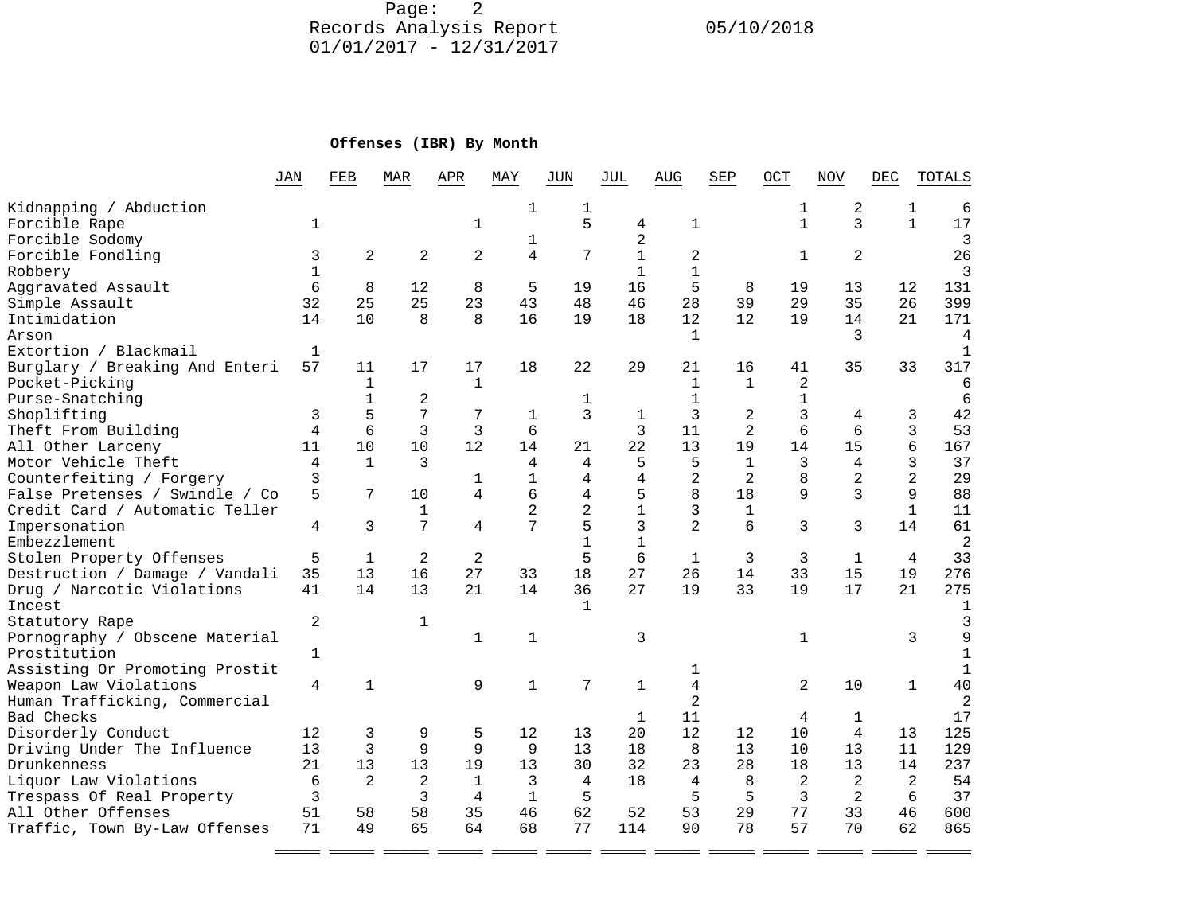**Offenses (IBR) By Month**

| | JAN | FEB | MAR | APR | MAY | JUN | JUL | AUG | SEP | OCT | NOV | DEC | TOTALS |
|---|---|---|---|---|---|---|---|---|---|---|---|---|---|
| Kidnapping / Abduction | | | | | 1 | 1 | | | | 1 | 2 | 1 | 6 |
| Forcible Rape | 1 | | | 1 | | 5 | 4 | 1 | | 1 | 3 | 1 | 17 |
| Forcible Sodomy | | | | | 1 | | 2 | | | | | | 3 |
| Forcible Fondling | 3 | 2 | 2 | 2 | 4 | 7 | 1 | 2 | | 1 | 2 | | 26 |
| Robbery | 1 | | | | | | 1 | 1 | | | | | 3 |
| Aggravated Assault | 6 | 8 | 12 | 8 | 5 | 19 | 16 | 5 | 8 | 19 | 13 | 12 | 131 |
| Simple Assault | 32 | 25 | 25 | 23 | 43 | 48 | 46 | 28 | 39 | 29 | 35 | 26 | 399 |
| Intimidation | 14 | 10 | 8 | 8 | 16 | 19 | 18 | 12 | 12 | 19 | 14 | 21 | 171 |
| Arson | | | | | | | | 1 | | | 3 | | 4 |
| Extortion / Blackmail | 1 | | | | | | | | | | | | 1 |
| Burglary / Breaking And Enteri | 57 | 11 | 17 | 17 | 18 | 22 | 29 | 21 | 16 | 41 | 35 | 33 | 317 |
| Pocket-Picking | | 1 | | 1 | | | | 1 | 1 | 2 | | | 6 |
| Purse-Snatching | | 1 | 2 | | | 1 | | 1 | | 1 | | | 6 |
| Shoplifting | 3 | 5 | 7 | 7 | 1 | 3 | 1 | 3 | 2 | 3 | 4 | 3 | 42 |
| Theft From Building | 4 | 6 | 3 | 3 | 6 | | 3 | 11 | 2 | 6 | 6 | 3 | 53 |
| All Other Larceny | 11 | 10 | 10 | 12 | 14 | 21 | 22 | 13 | 19 | 14 | 15 | 6 | 167 |
| Motor Vehicle Theft | 4 | 1 | 3 | | 4 | 4 | 5 | 5 | 1 | 3 | 4 | 3 | 37 |
| Counterfeiting / Forgery | 3 | | | 1 | 1 | 4 | 4 | 2 | 2 | 8 | 2 | 2 | 29 |
| False Pretenses / Swindle / Co | 5 | 7 | 10 | 4 | 6 | 4 | 5 | 8 | 18 | 9 | 3 | 9 | 88 |
| Credit Card / Automatic Teller | | | 1 | | 2 | 2 | 1 | 3 | 1 | | | 1 | 11 |
| Impersonation | 4 | 3 | 7 | 4 | 7 | 5 | 3 | 2 | 6 | 3 | 3 | 14 | 61 |
| Embezzlement | | | | | | 1 | 1 | | | | | | 2 |
| Stolen Property Offenses | 5 | 1 | 2 | 2 | | 5 | 6 | 1 | 3 | 3 | 1 | 4 | 33 |
| Destruction / Damage / Vandali | 35 | 13 | 16 | 27 | 33 | 18 | 27 | 26 | 14 | 33 | 15 | 19 | 276 |
| Drug / Narcotic Violations | 41 | 14 | 13 | 21 | 14 | 36 | 27 | 19 | 33 | 19 | 17 | 21 | 275 |
| Incest | | | | | | 1 | | | | | | | 1 |
| Statutory Rape | 2 | | 1 | | | | | | | | | | 3 |
| Pornography / Obscene Material | | | | 1 | 1 | | 3 | | | 1 | | 3 | 9 |
| Prostitution | 1 | | | | | | | | | | | | 1 |
| Assisting Or Promoting Prostit | | | | | | | | 1 | | | | | 1 |
| Weapon Law Violations | 4 | 1 | | 9 | 1 | 7 | 1 | 4 | | 2 | 10 | 1 | 40 |
| Human Trafficking, Commercial | | | | | | | | 2 | | | | | 2 |
| Bad Checks | | | | | | | 1 | 11 | | 4 | 1 | | 17 |
| Disorderly Conduct | 12 | 3 | 9 | 5 | 12 | 13 | 20 | 12 | 12 | 10 | 4 | 13 | 125 |
| Driving Under The Influence | 13 | 3 | 9 | 9 | 9 | 13 | 18 | 8 | 13 | 10 | 13 | 11 | 129 |
| Drunkenness | 21 | 13 | 13 | 19 | 13 | 30 | 32 | 23 | 28 | 18 | 13 | 14 | 237 |
| Liquor Law Violations | 6 | 2 | 2 | 1 | 3 | 4 | 18 | 4 | 8 | 2 | 2 | 2 | 54 |
| Trespass Of Real Property | 3 | | 3 | 4 | 1 | 5 | | 5 | 5 | 3 | 2 | 6 | 37 |
| All Other Offenses | 51 | 58 | 58 | 35 | 46 | 62 | 52 | 53 | 29 | 77 | 33 | 46 | 600 |
| Traffic, Town By-Law Offenses | 71 | 49 | 65 | 64 | 68 | 77 | 114 | 90 | 78 | 57 | 70 | 62 | 865 |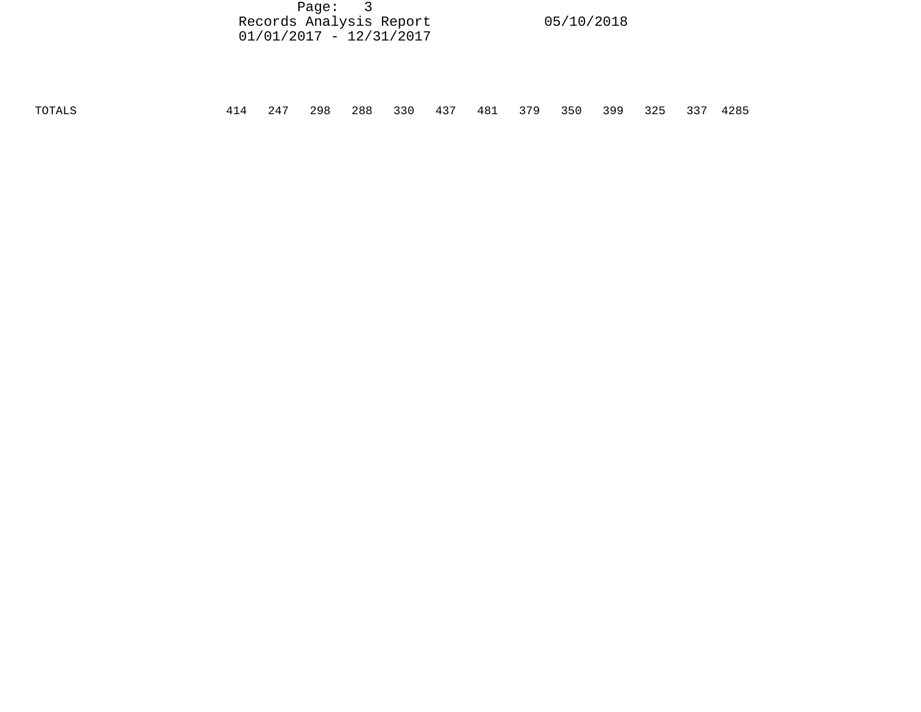Records Analysis Report
01/01/2017 - 12/31/2017

05/10/2018

| | | | | | | | | | | | | | |
|---|---|---|---|---|---|---|---|---|---|---|---|---|---|
| TOTALS | 414 | 247 | 298 | 288 | 330 | 437 | 481 | 379 | 350 | 399 | 325 | 337 | 4285 |